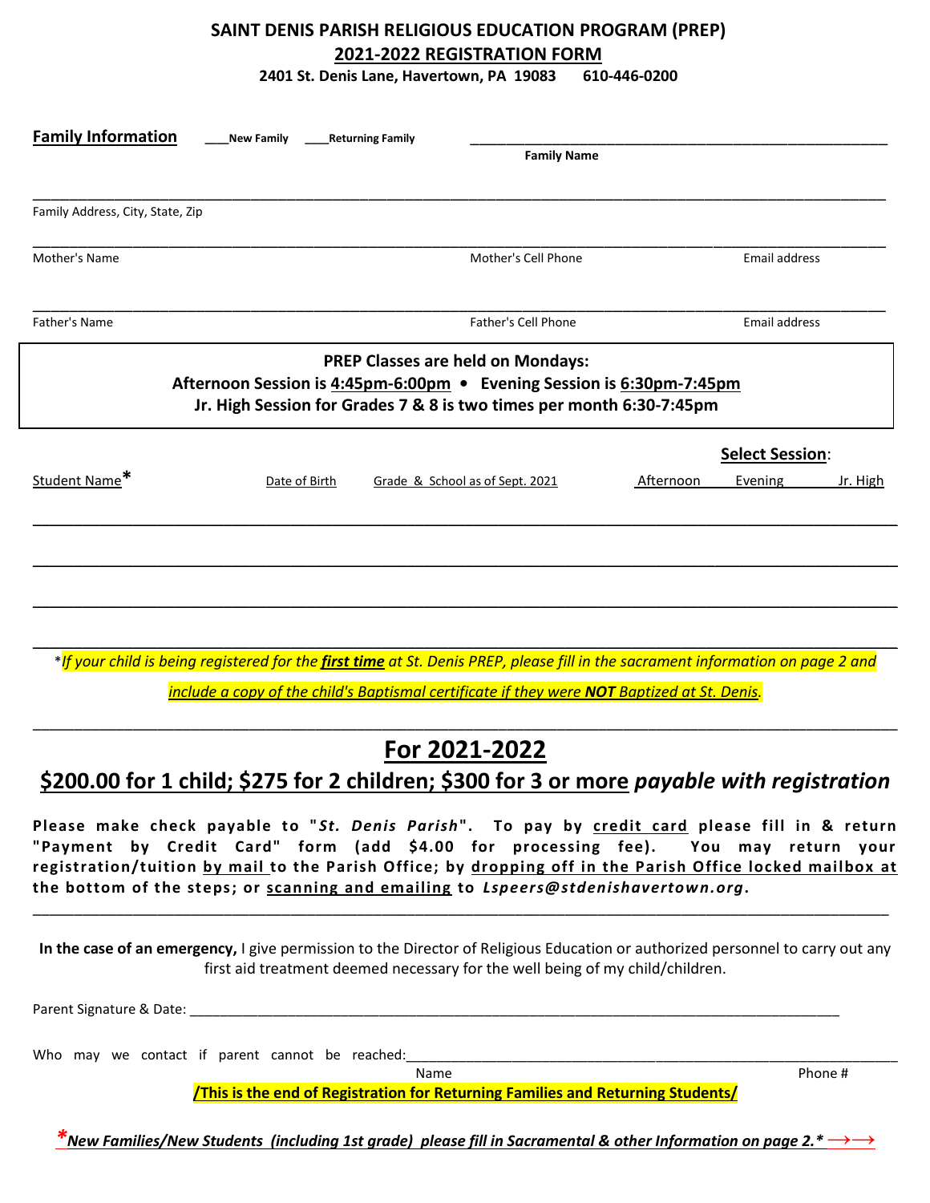# SAINT DENIS PARISH RELIGIOUS EDUCATION PROGRAM (PREP)

## 2021-2022 REGISTRATION FORM

**2401 St. Denis Lane, Havertown, PA 19083 610-446-0200**

**Family Information** ____New Family ____Returning Family ________________________________________

Family Name

____________________________________________________________________________________________

Family Address, City, State, Zip

____________________________________________________________________________________________

Mother's Name | Mother's Cell Phone | Email address

____________________________________________________________________________________________

Father's Name | Father's Cell Phone | Email address

**PREP Classes are held on Mondays:**
**Afternoon Session is 4:45pm-6:00pm • Evening Session is 6:30pm-7:45pm**
**Jr. High Session for Grades 7 & 8 is two times per month 6:30-7:45pm**

| Student Name* | Date of Birth | Grade & School as of Sept. 2021 | Select Session: Afternoon | Evening | Jr. High |
|---|---|---|---|---|---|
| | | | | | |
| | | | | | |
| | | | | | |
| | | | | | |

**\***_If your child is being registered for the **first time** at St. Denis PREP, please fill in the sacrament information on page 2 and include a copy of the child's Baptismal certificate if they were **NOT** Baptized at St. Denis._

# For 2021-2022

## $200.00 for 1 child; $275 for 2 children; $300 for 3 or more *payable with registration*

**Please make check payable to "*St. Denis Parish*". To pay by credit card please fill in & return "Payment by Credit Card" form (add $4.00 for processing fee). You may return your registration/tuition by mail to the Parish Office; by dropping off in the Parish Office locked mailbox at the bottom of the steps; or scanning and emailing to *Lspeers@stdenishavertown.org*.**

____________________________________________________________________________________________

**In the case of an emergency,** I give permission to the Director of Religious Education or authorized personnel to carry out any first aid treatment deemed necessary for the well being of my child/children.

Parent Signature & Date: ____________________________________________________________________

Who may we contact if parent cannot be reached:______________________________________________

Name | Phone #

**/This is the end of Registration for Returning Families and Returning Students/**

***\*New Families/New Students (including 1st grade) please fill in Sacramental & other Information on page 2.\*** →→*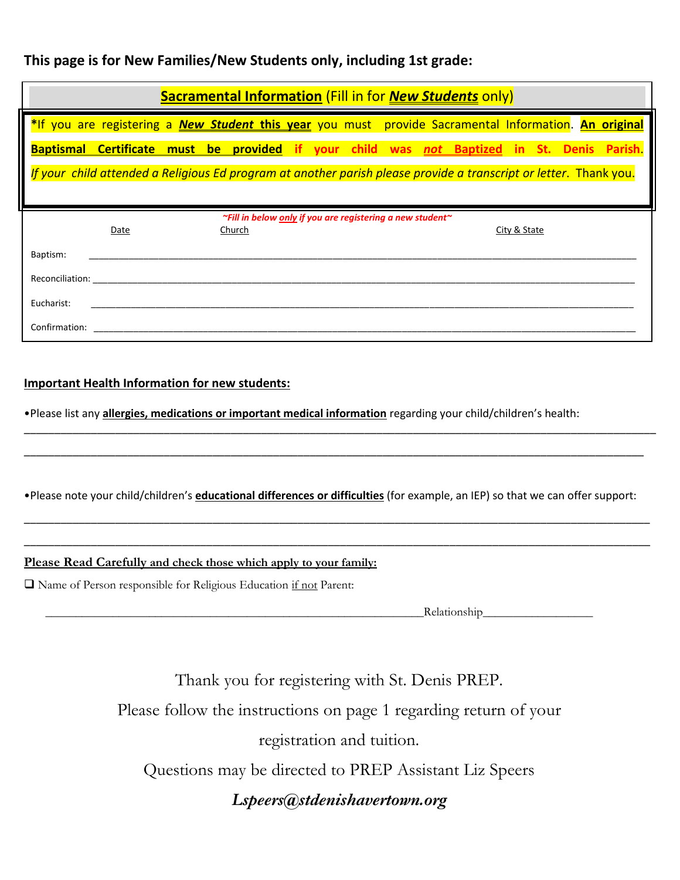**This page is for New Families/New Students only, including 1st grade:**

## Sacramental Information (Fill in for ***New Students*** only)

***If you are registering a *New Student* this year** you must provide Sacramental Information. **An original Baptismal Certificate must be provided** **if your child was *not* Baptized in St. Denis Parish**. *If your child attended a Religious Ed program at another parish please provide a transcript or letter*. Thank you.

***~Fill in below only if you are registering a new student~***

| | Date | Church | City & State |
|---|---|---|---|
| Baptism: | | | |
| Reconciliation: | | | |
| Eucharist: | | | |
| Confirmation: | | | |

**Important Health Information for new students:**

•Please list any **allergies, medications or important medical information** regarding your child/children's health:

___________________________________________________________________________________

___________________________________________________________________________________

•Please note your child/children's **educational differences or difficulties** (for example, an IEP) so that we can offer support:

___________________________________________________________________________________

___________________________________________________________________________________

**Please Read Carefully and check those which apply to your family:**

❑ Name of Person responsible for Religious Education if not Parent:

___________________________________________________Relationship_______________

Thank you for registering with St. Denis PREP.

Please follow the instructions on page 1 regarding return of your registration and tuition.

Questions may be directed to PREP Assistant Liz Speers

***Lspeers@stdenishavertown.org***